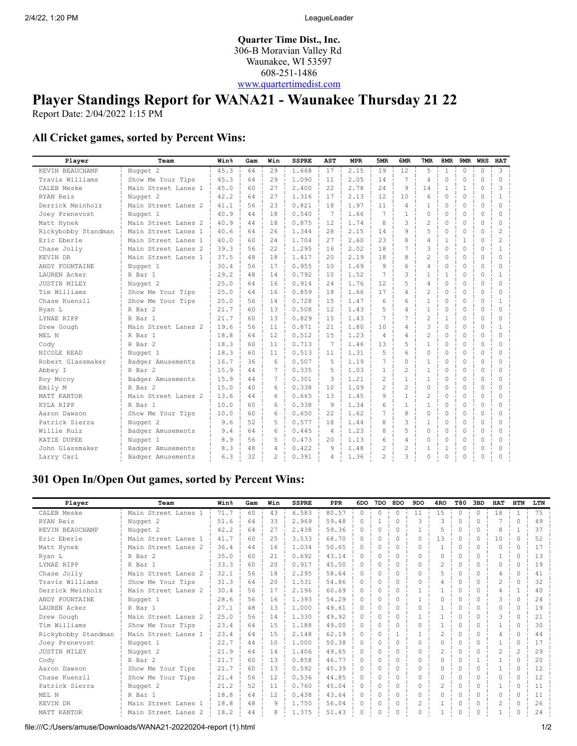**Quarter Time Dist., Inc.**
306-B Moravian Valley Rd
Waunakee, WI 53597
608-251-1486
www.quartertimedist.com

# Player Standings Report for WANA21 - Waunakee Thursday 21 22

Report Date: 2/04/2022 1:15 PM

## All Cricket games, sorted by Percent Wins:

| Player | Team | Win% | Gam | Win | SSPRE | AST | MPR | 5MR | 6MR | 7MR | 8MR | 9MR | WHS | HAT |
|---|---|---|---|---|---|---|---|---|---|---|---|---|---|---|
| KEVIN BEAUCHAMP | Nugget 2 | 45.3 | 64 | 29 | 1.668 | 17 | 2.15 | 19 | 12 | 5 | 1 | 0 | 0 | 3 |
| Travis Williams | Show Me Your Tips | 45.3 | 64 | 29 | 1.090 | 11 | 2.05 | 14 | 7 | 4 | 0 | 0 | 0 | 0 |
| CALEB Meske | Main Street Lanes 1 | 45.0 | 60 | 27 | 2.400 | 22 | 2.78 | 24 | 9 | 14 | 1 | 1 | 0 | 3 |
| RYAN Reis | Nugget 2 | 42.2 | 64 | 27 | 1.316 | 17 | 2.13 | 12 | 10 | 6 | 0 | 0 | 0 | 1 |
| Derrick Meinholz | Main Street Lanes 2 | 41.1 | 56 | 23 | 0.821 | 18 | 1.97 | 11 | 4 | 1 | 0 | 0 | 0 | 0 |
| Joey Prenevost | Nugget 1 | 40.9 | 44 | 18 | 0.540 | 7 | 1.66 | 7 | 1 | 0 | 0 | 0 | 0 | 0 |
| Matt Hynek | Main Street Lanes 2 | 40.9 | 44 | 18 | 0.875 | 12 | 1.74 | 8 | 3 | 2 | 0 | 0 | 0 | 0 |
| Rickybobby Standman | Main Street Lanes 1 | 40.6 | 64 | 26 | 1.344 | 28 | 2.15 | 14 | 9 | 5 | 0 | 0 | 0 | 2 |
| Eric Eberle | Main Street Lanes 1 | 40.0 | 60 | 24 | 1.704 | 27 | 2.60 | 23 | 8 | 4 | 1 | 1 | 0 | 2 |
| Chase Jolly | Main Street Lanes 2 | 39.3 | 56 | 22 | 1.295 | 16 | 2.02 | 18 | 7 | 3 | 0 | 0 | 0 | 1 |
| KEVIN DR | Main Street Lanes 1 | 37.5 | 48 | 18 | 1.417 | 20 | 2.19 | 18 | 8 | 2 | 0 | 0 | 0 | 0 |
| ANDY FOUNTAINE | Nugget 1 | 30.4 | 56 | 17 | 0.955 | 10 | 1.69 | 9 | 6 | 4 | 0 | 0 | 0 | 0 |
| LAUREN Acker | R Bar 1 | 29.2 | 48 | 14 | 0.792 | 10 | 1.52 | 7 | 3 | 1 | 1 | 0 | 0 | 1 |
| JUSTIN MILEY | Nugget 2 | 25.0 | 64 | 16 | 0.914 | 24 | 1.76 | 12 | 5 | 4 | 0 | 0 | 0 | 0 |
| Tim Williams | Show Me Your Tips | 25.0 | 64 | 16 | 0.859 | 18 | 1.66 | 17 | 4 | 2 | 0 | 0 | 0 | 0 |
| Chase Kuenzll | Show Me Your Tips | 25.0 | 56 | 14 | 0.728 | 15 | 1.47 | 6 | 6 | 1 | 0 | 0 | 0 | 1 |
| Ryan L | R Bar 2 | 21.7 | 60 | 13 | 0.508 | 12 | 1.43 | 5 | 4 | 1 | 0 | 0 | 0 | 0 |
| LYNAE RIPP | R Bar 1 | 21.7 | 60 | 13 | 0.829 | 15 | 1.43 | 7 | 7 | 2 | 1 | 0 | 0 | 0 |
| Drew Gough | Main Street Lanes 2 | 19.6 | 56 | 11 | 0.871 | 21 | 1.80 | 10 | 4 | 3 | 0 | 0 | 0 | 1 |
| MEL N | R Bar 1 | 18.8 | 64 | 12 | 0.512 | 15 | 1.23 | 4 | 4 | 2 | 0 | 0 | 0 | 0 |
| Cody | R Bar 2 | 18.3 | 60 | 11 | 0.713 | 7 | 1.46 | 13 | 5 | 1 | 0 | 0 | 0 | 0 |
| NICOLE READ | Nugget 1 | 18.3 | 60 | 11 | 0.513 | 11 | 1.31 | 5 | 6 | 0 | 0 | 0 | 0 | 0 |
| Robert Glassmaker | Badger Amusements | 16.7 | 36 | 6 | 0.507 | 5 | 1.19 | 7 | 0 | 1 | 0 | 0 | 0 | 0 |
| Abbey I | R Bar 2 | 15.9 | 44 | 7 | 0.335 | 5 | 1.03 | 1 | 2 | 1 | 0 | 0 | 0 | 0 |
| Roy Mccoy | Badger Amusements | 15.9 | 44 | 7 | 0.301 | 3 | 1.21 | 2 | 1 | 1 | 0 | 0 | 0 | 0 |
| Emily M | R Bar 2 | 15.0 | 40 | 6 | 0.338 | 10 | 1.09 | 2 | 2 | 0 | 0 | 0 | 0 | 0 |
| MATT KANTOR | Main Street Lanes 2 | 13.6 | 44 | 6 | 0.665 | 13 | 1.45 | 9 | 1 | 2 | 0 | 0 | 0 | 0 |
| KYLA RIPP | R Bar 1 | 10.0 | 60 | 6 | 0.338 | 9 | 1.34 | 6 | 1 | 1 | 0 | 0 | 0 | 0 |
| Aaron Dawson | Show Me Your Tips | 10.0 | 60 | 6 | 0.650 | 22 | 1.62 | 7 | 8 | 0 | 0 | 0 | 0 | 0 |
| Patrick Sierra | Nugget 2 | 9.6 | 52 | 5 | 0.577 | 18 | 1.44 | 8 | 3 | 1 | 0 | 0 | 0 | 0 |
| Willie Ruiz | Badger Amusements | 9.4 | 64 | 6 | 0.445 | 4 | 1.23 | 8 | 5 | 0 | 0 | 0 | 0 | 0 |
| KATIE DUPEE | Nugget 1 | 8.9 | 56 | 5 | 0.473 | 20 | 1.13 | 6 | 4 | 0 | 0 | 0 | 0 | 0 |
| John Glassmaker | Badger Amusements | 8.3 | 48 | 4 | 0.422 | 9 | 1.48 | 2 | 2 | 1 | 1 | 0 | 0 | 0 |
| Larry Carl | Badger Amusements | 6.3 | 32 | 2 | 0.391 | 4 | 1.36 | 2 | 3 | 0 | 0 | 0 | 0 | 0 |

## 301 Open In/Open Out games, sorted by Percent Wins:

| Player | Team | Win% | Gam | Win | SSPRE | PPR | 6DO | 7DO | 8DO | 9DO | 4RO | T80 | 3BD | HAT | HTN | LTN |
|---|---|---|---|---|---|---|---|---|---|---|---|---|---|---|---|---|
| CALEB Meske | Main Street Lanes 1 | 71.7 | 60 | 43 | 6.583 | 80.57 | 0 | 0 | 0 | 11 | 15 | 0 | 0 | 18 | 1 | 75 |
| RYAN Reis | Nugget 2 | 51.6 | 64 | 33 | 2.969 | 59.48 | 0 | 1 | 0 | 3 | 3 | 0 | 0 | 7 | 0 | 49 |
| KEVIN BEAUCHAMP | Nugget 2 | 42.2 | 64 | 27 | 2.438 | 59.36 | 0 | 0 | 0 | 1 | 5 | 0 | 0 | 8 | 1 | 37 |
| Eric Eberle | Main Street Lanes 1 | 41.7 | 60 | 25 | 3.533 | 68.70 | 0 | 0 | 0 | 0 | 13 | 0 | 0 | 10 | 0 | 52 |
| Matt Hynek | Main Street Lanes 2 | 36.4 | 44 | 16 | 1.034 | 50.65 | 0 | 0 | 0 | 0 | 1 | 0 | 0 | 0 | 0 | 17 |
| Ryan L | R Bar 2 | 35.0 | 60 | 21 | 0.692 | 43.14 | 0 | 0 | 0 | 0 | 0 | 0 | 0 | 1 | 0 | 13 |
| LYNAE RIPP | R Bar 1 | 33.3 | 60 | 20 | 0.917 | 45.50 | 0 | 0 | 0 | 0 | 2 | 0 | 0 | 0 | 0 | 19 |
| Chase Jolly | Main Street Lanes 2 | 32.1 | 56 | 18 | 2.295 | 58.64 | 0 | 0 | 0 | 0 | 5 | 0 | 0 | 4 | 0 | 41 |
| Travis Williams | Show Me Your Tips | 31.3 | 64 | 20 | 1.531 | 54.86 | 0 | 0 | 0 | 0 | 4 | 0 | 0 | 2 | 0 | 32 |
| Derrick Meinholz | Main Street Lanes 2 | 30.4 | 56 | 17 | 2.196 | 60.69 | 0 | 0 | 0 | 1 | 1 | 0 | 0 | 4 | 1 | 40 |
| ANDY FOUNTAINE | Nugget 1 | 28.6 | 56 | 16 | 1.393 | 54.29 | 0 | 0 | 0 | 1 | 0 | 0 | 0 | 3 | 0 | 24 |
| LAUREN Acker | R Bar 1 | 27.1 | 48 | 13 | 1.000 | 49.61 | 0 | 0 | 0 | 0 | 1 | 0 | 0 | 0 | 0 | 19 |
| Drew Gough | Main Street Lanes 2 | 25.0 | 56 | 14 | 1.330 | 49.92 | 0 | 0 | 0 | 1 | 1 | 0 | 0 | 3 | 0 | 21 |
| Tim Williams | Show Me Your Tips | 23.4 | 64 | 15 | 1.188 | 49.00 | 0 | 0 | 0 | 0 | 1 | 0 | 0 | 1 | 0 | 30 |
| Rickybobby Standman | Main Street Lanes 1 | 23.4 | 64 | 15 | 2.148 | 62.19 | 0 | 0 | 1 | 1 | 2 | 0 | 0 | 4 | 0 | 44 |
| Joey Prenevost | Nugget 1 | 22.7 | 44 | 10 | 1.000 | 50.38 | 0 | 0 | 0 | 0 | 0 | 0 | 0 | 1 | 0 | 17 |
| JUSTIN MILEY | Nugget 2 | 21.9 | 64 | 14 | 1.406 | 49.65 | 0 | 0 | 0 | 0 | 2 | 0 | 0 | 2 | 2 | 29 |
| Cody | R Bar 2 | 21.7 | 60 | 13 | 0.858 | 46.77 | 0 | 0 | 0 | 0 | 0 | 0 | 1 | 1 | 0 | 20 |
| Aaron Dawson | Show Me Your Tips | 21.7 | 60 | 13 | 0.592 | 45.39 | 0 | 0 | 0 | 0 | 0 | 0 | 0 | 1 | 0 | 12 |
| Chase Kuenzll | Show Me Your Tips | 21.4 | 56 | 12 | 0.536 | 44.85 | 0 | 0 | 0 | 0 | 0 | 0 | 0 | 0 | 0 | 12 |
| Patrick Sierra | Nugget 2 | 21.2 | 52 | 11 | 0.760 | 45.04 | 0 | 0 | 0 | 0 | 2 | 0 | 0 | 1 | 0 | 11 |
| MEL N | R Bar 1 | 18.8 | 64 | 12 | 0.438 | 43.64 | 0 | 0 | 0 | 0 | 0 | 0 | 0 | 0 | 0 | 11 |
| KEVIN DR | Main Street Lanes 1 | 18.8 | 48 | 9 | 1.750 | 56.04 | 0 | 0 | 0 | 2 | 1 | 0 | 0 | 2 | 0 | 26 |
| MATT KANTOR | Main Street Lanes 2 | 18.2 | 44 | 8 | 1.375 | 51.43 | 0 | 0 | 0 | 0 | 1 | 0 | 0 | 1 | 0 | 24 |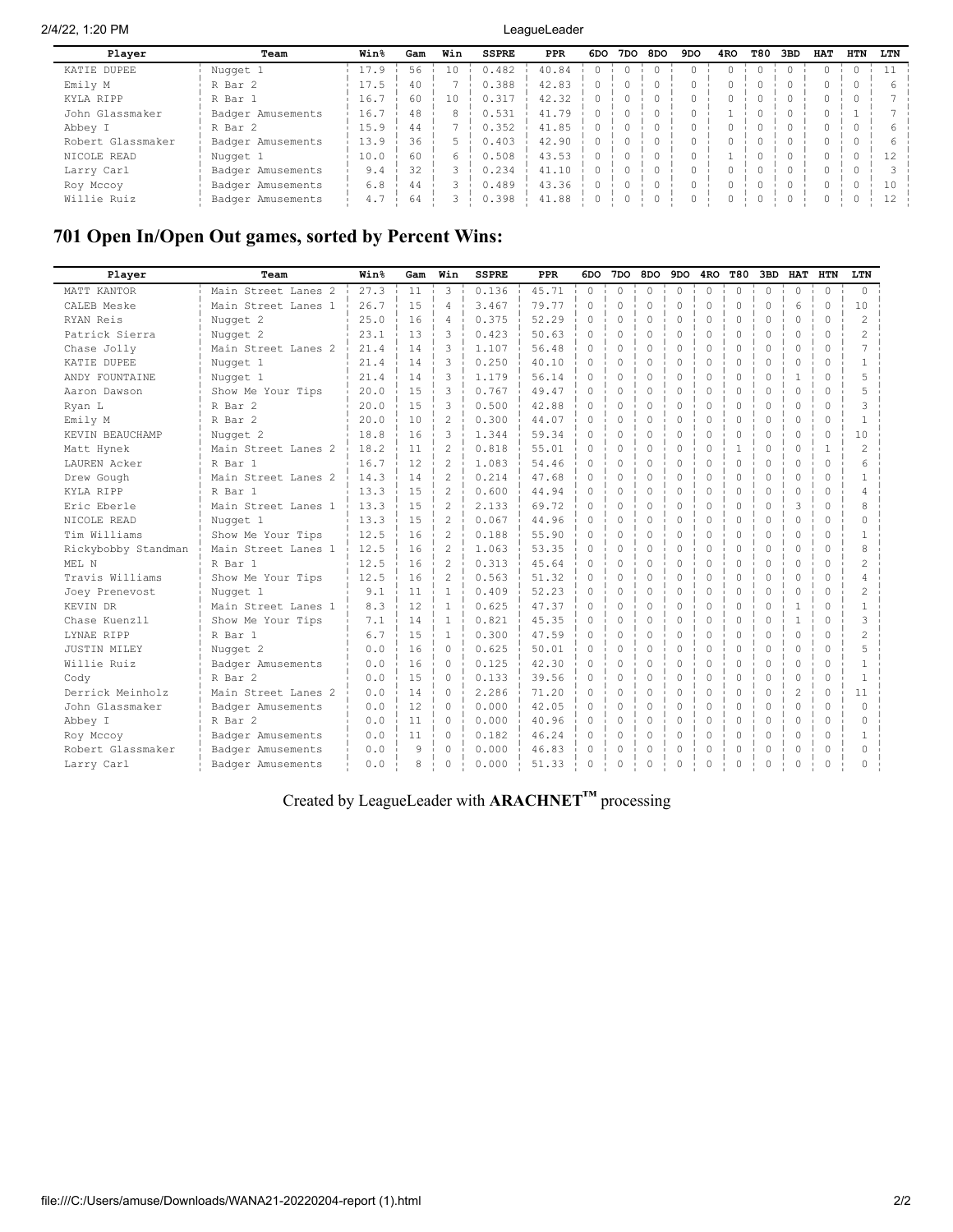| Player | Team | Win% | Gam | Win | SSPRE | PPR | 6DO | 7DO | 8DO | 9DO | 4RO | T80 | 3BD | HAT | HTN | LTN |
|---|---|---|---|---|---|---|---|---|---|---|---|---|---|---|---|---|
| KATIE DUPEE | Nugget 1 | 17.9 | 56 | 10 | 0.482 | 40.84 | 0 | 0 | 0 | 0 | 0 | 0 | 0 | 0 | 0 | 11 |
| Emily M | R Bar 2 | 17.5 | 40 | 7 | 0.388 | 42.83 | 0 | 0 | 0 | 0 | 0 | 0 | 0 | 0 | 0 | 6 |
| KYLA RIPP | R Bar 1 | 16.7 | 60 | 10 | 0.317 | 42.32 | 0 | 0 | 0 | 0 | 0 | 0 | 0 | 0 | 0 | 7 |
| John Glassmaker | Badger Amusements | 16.7 | 48 | 8 | 0.531 | 41.79 | 0 | 0 | 0 | 0 | 1 | 0 | 0 | 0 | 1 | 7 |
| Abbey I | R Bar 2 | 15.9 | 44 | 7 | 0.352 | 41.85 | 0 | 0 | 0 | 0 | 0 | 0 | 0 | 0 | 0 | 6 |
| Robert Glassmaker | Badger Amusements | 13.9 | 36 | 5 | 0.403 | 42.90 | 0 | 0 | 0 | 0 | 0 | 0 | 0 | 0 | 0 | 6 |
| NICOLE READ | Nugget 1 | 10.0 | 60 | 6 | 0.508 | 43.53 | 0 | 0 | 0 | 0 | 1 | 0 | 0 | 0 | 0 | 12 |
| Larry Carl | Badger Amusements | 9.4 | 32 | 3 | 0.234 | 41.10 | 0 | 0 | 0 | 0 | 0 | 0 | 0 | 0 | 0 | 3 |
| Roy Mccoy | Badger Amusements | 6.8 | 44 | 3 | 0.489 | 43.36 | 0 | 0 | 0 | 0 | 0 | 0 | 0 | 0 | 0 | 10 |
| Willie Ruiz | Badger Amusements | 4.7 | 64 | 3 | 0.398 | 41.88 | 0 | 0 | 0 | 0 | 0 | 0 | 0 | 0 | 0 | 12 |

## 701 Open In/Open Out games, sorted by Percent Wins:

| Player | Team | Win% | Gam | Win | SSPRE | PPR | 6DO | 7DO | 8DO | 9DO | 4RO | T80 | 3BD | HAT | HTN | LTN |
|---|---|---|---|---|---|---|---|---|---|---|---|---|---|---|---|---|
| MATT KANTOR | Main Street Lanes 2 | 27.3 | 11 | 3 | 0.136 | 45.71 | 0 | 0 | 0 | 0 | 0 | 0 | 0 | 0 | 0 | 0 |
| CALEB Meske | Main Street Lanes 1 | 26.7 | 15 | 4 | 3.467 | 79.77 | 0 | 0 | 0 | 0 | 0 | 0 | 0 | 6 | 0 | 10 |
| RYAN Reis | Nugget 2 | 25.0 | 16 | 4 | 0.375 | 52.29 | 0 | 0 | 0 | 0 | 0 | 0 | 0 | 0 | 0 | 2 |
| Patrick Sierra | Nugget 2 | 23.1 | 13 | 3 | 0.423 | 50.63 | 0 | 0 | 0 | 0 | 0 | 0 | 0 | 0 | 0 | 2 |
| Chase Jolly | Main Street Lanes 2 | 21.4 | 14 | 3 | 1.107 | 56.48 | 0 | 0 | 0 | 0 | 0 | 0 | 0 | 0 | 0 | 7 |
| KATIE DUPEE | Nugget 1 | 21.4 | 14 | 3 | 0.250 | 40.10 | 0 | 0 | 0 | 0 | 0 | 0 | 0 | 0 | 0 | 1 |
| ANDY FOUNTAINE | Nugget 1 | 21.4 | 14 | 3 | 1.179 | 56.14 | 0 | 0 | 0 | 0 | 0 | 0 | 0 | 1 | 0 | 5 |
| Aaron Dawson | Show Me Your Tips | 20.0 | 15 | 3 | 0.767 | 49.47 | 0 | 0 | 0 | 0 | 0 | 0 | 0 | 0 | 0 | 5 |
| Ryan L | R Bar 2 | 20.0 | 15 | 3 | 0.500 | 42.88 | 0 | 0 | 0 | 0 | 0 | 0 | 0 | 0 | 0 | 3 |
| Emily M | R Bar 2 | 20.0 | 10 | 2 | 0.300 | 44.07 | 0 | 0 | 0 | 0 | 0 | 0 | 0 | 0 | 0 | 1 |
| KEVIN BEAUCHAMP | Nugget 2 | 18.8 | 16 | 3 | 1.344 | 59.34 | 0 | 0 | 0 | 0 | 0 | 0 | 0 | 0 | 0 | 10 |
| Matt Hynek | Main Street Lanes 2 | 18.2 | 11 | 2 | 0.818 | 55.01 | 0 | 0 | 0 | 0 | 0 | 1 | 0 | 0 | 1 | 2 |
| LAUREN Acker | R Bar 1 | 16.7 | 12 | 2 | 1.083 | 54.46 | 0 | 0 | 0 | 0 | 0 | 0 | 0 | 0 | 0 | 6 |
| Drew Gough | Main Street Lanes 2 | 14.3 | 14 | 2 | 0.214 | 47.68 | 0 | 0 | 0 | 0 | 0 | 0 | 0 | 0 | 0 | 1 |
| KYLA RIPP | R Bar 1 | 13.3 | 15 | 2 | 0.600 | 44.94 | 0 | 0 | 0 | 0 | 0 | 0 | 0 | 0 | 0 | 4 |
| Eric Eberle | Main Street Lanes 1 | 13.3 | 15 | 2 | 2.133 | 69.72 | 0 | 0 | 0 | 0 | 0 | 0 | 0 | 3 | 0 | 8 |
| NICOLE READ | Nugget 1 | 13.3 | 15 | 2 | 0.067 | 44.96 | 0 | 0 | 0 | 0 | 0 | 0 | 0 | 0 | 0 | 0 |
| Tim Williams | Show Me Your Tips | 12.5 | 16 | 2 | 0.188 | 55.90 | 0 | 0 | 0 | 0 | 0 | 0 | 0 | 0 | 0 | 1 |
| Rickybobby Standman | Main Street Lanes 1 | 12.5 | 16 | 2 | 1.063 | 53.35 | 0 | 0 | 0 | 0 | 0 | 0 | 0 | 0 | 0 | 8 |
| MEL N | R Bar 1 | 12.5 | 16 | 2 | 0.313 | 45.64 | 0 | 0 | 0 | 0 | 0 | 0 | 0 | 0 | 0 | 2 |
| Travis Williams | Show Me Your Tips | 12.5 | 16 | 2 | 0.563 | 51.32 | 0 | 0 | 0 | 0 | 0 | 0 | 0 | 0 | 0 | 4 |
| Joey Prenevost | Nugget 1 | 9.1 | 11 | 1 | 0.409 | 52.23 | 0 | 0 | 0 | 0 | 0 | 0 | 0 | 0 | 0 | 2 |
| KEVIN DR | Main Street Lanes 1 | 8.3 | 12 | 1 | 0.625 | 47.37 | 0 | 0 | 0 | 0 | 0 | 0 | 0 | 1 | 0 | 1 |
| Chase Kuenzll | Show Me Your Tips | 7.1 | 14 | 1 | 0.821 | 45.35 | 0 | 0 | 0 | 0 | 0 | 0 | 0 | 1 | 0 | 3 |
| LYNAE RIPP | R Bar 1 | 6.7 | 15 | 1 | 0.300 | 47.59 | 0 | 0 | 0 | 0 | 0 | 0 | 0 | 0 | 0 | 2 |
| JUSTIN MILEY | Nugget 2 | 0.0 | 16 | 0 | 0.625 | 50.01 | 0 | 0 | 0 | 0 | 0 | 0 | 0 | 0 | 0 | 5 |
| Willie Ruiz | Badger Amusements | 0.0 | 16 | 0 | 0.125 | 42.30 | 0 | 0 | 0 | 0 | 0 | 0 | 0 | 0 | 0 | 1 |
| Cody | R Bar 2 | 0.0 | 15 | 0 | 0.133 | 39.56 | 0 | 0 | 0 | 0 | 0 | 0 | 0 | 0 | 0 | 1 |
| Derrick Meinholz | Main Street Lanes 2 | 0.0 | 14 | 0 | 2.286 | 71.20 | 0 | 0 | 0 | 0 | 0 | 0 | 0 | 2 | 0 | 11 |
| John Glassmaker | Badger Amusements | 0.0 | 12 | 0 | 0.000 | 42.05 | 0 | 0 | 0 | 0 | 0 | 0 | 0 | 0 | 0 | 0 |
| Abbey I | R Bar 2 | 0.0 | 11 | 0 | 0.000 | 40.96 | 0 | 0 | 0 | 0 | 0 | 0 | 0 | 0 | 0 | 0 |
| Roy Mccoy | Badger Amusements | 0.0 | 11 | 0 | 0.182 | 46.24 | 0 | 0 | 0 | 0 | 0 | 0 | 0 | 0 | 0 | 1 |
| Robert Glassmaker | Badger Amusements | 0.0 | 9 | 0 | 0.000 | 46.83 | 0 | 0 | 0 | 0 | 0 | 0 | 0 | 0 | 0 | 0 |
| Larry Carl | Badger Amusements | 0.0 | 8 | 0 | 0.000 | 51.33 | 0 | 0 | 0 | 0 | 0 | 0 | 0 | 0 | 0 | 0 |

Created by LeagueLeader with **ARACHNET™** processing